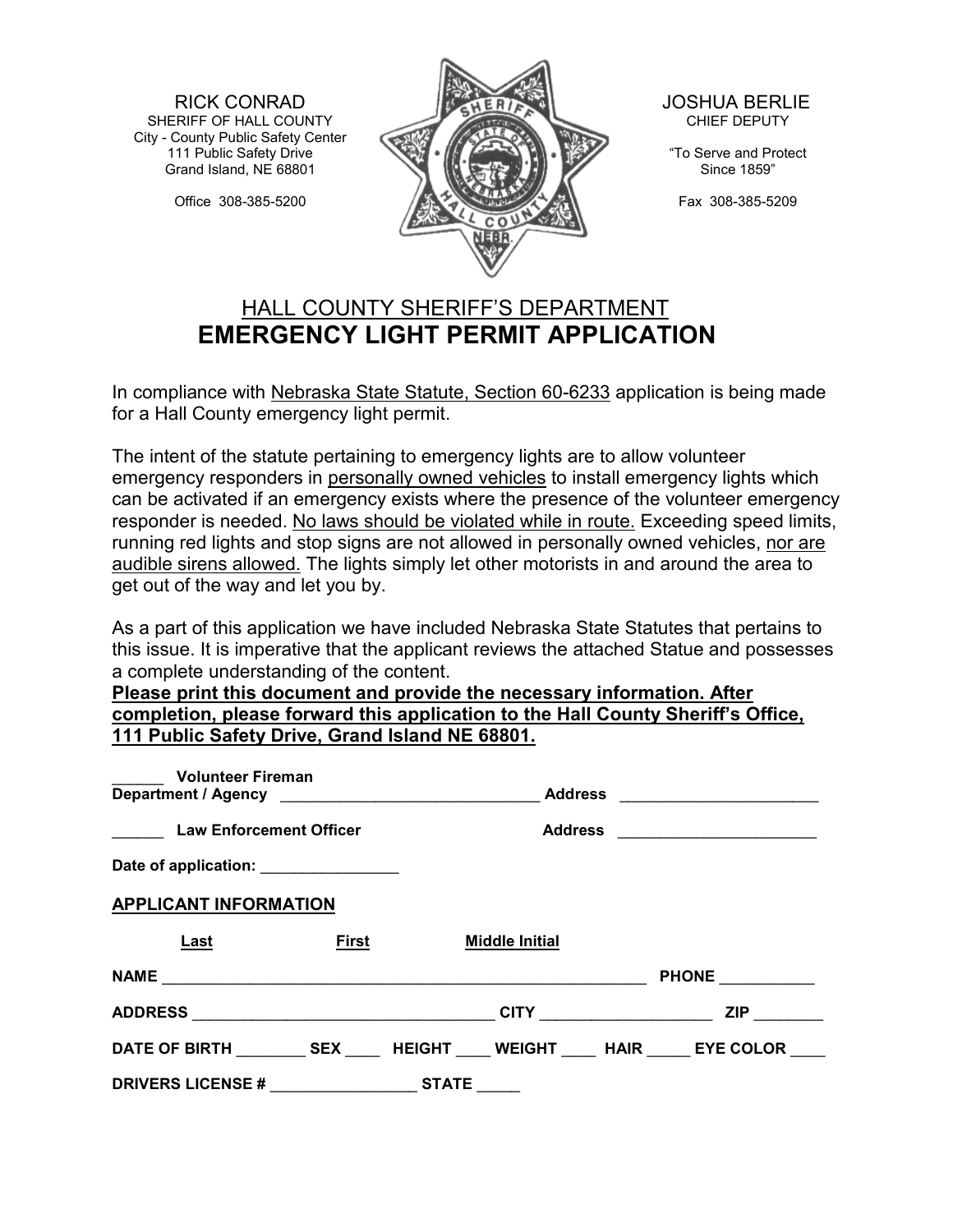RICK CONRAD
SHERIFF OF HALL COUNTY
City - County Public Safety Center
111 Public Safety Drive
Grand Island, NE 68801

Office 308-385-5200

JOSHUA BERLIE
CHIEF DEPUTY

"To Serve and Protect
Since 1859"

Fax 308-385-5209

## HALL COUNTY SHERIFF'S DEPARTMENT

# EMERGENCY LIGHT PERMIT APPLICATION

In compliance with Nebraska State Statute, Section 60-6233 application is being made for a Hall County emergency light permit.

The intent of the statute pertaining to emergency lights are to allow volunteer emergency responders in personally owned vehicles to install emergency lights which can be activated if an emergency exists where the presence of the volunteer emergency responder is needed. No laws should be violated while in route. Exceeding speed limits, running red lights and stop signs are not allowed in personally owned vehicles, nor are audible sirens allowed. The lights simply let other motorists in and around the area to get out of the way and let you by.

As a part of this application we have included Nebraska State Statutes that pertains to this issue. It is imperative that the applicant reviews the attached Statue and possesses a complete understanding of the content.
**Please print this document and provide the necessary information. After completion, please forward this application to the Hall County Sheriff's Office, 111 Public Safety Drive, Grand Island NE 68801.**

______ **Volunteer Fireman**
**Department / Agency** ______________________________ **Address** ______________________

______ **Law Enforcement Officer** **Address** ______________________

**Date of application:** ________________

**APPLICANT INFORMATION**

**Last** **First** **Middle Initial**

**NAME** ________________________________________________________ **PHONE** ___________

**ADDRESS** ___________________________________ **CITY** ____________________ **ZIP** ________

**DATE OF BIRTH** ________ **SEX** ____ **HEIGHT** ____ **WEIGHT** ____ **HAIR** _____ **EYE COLOR** ____

**DRIVERS LICENSE #** _________________ **STATE** _____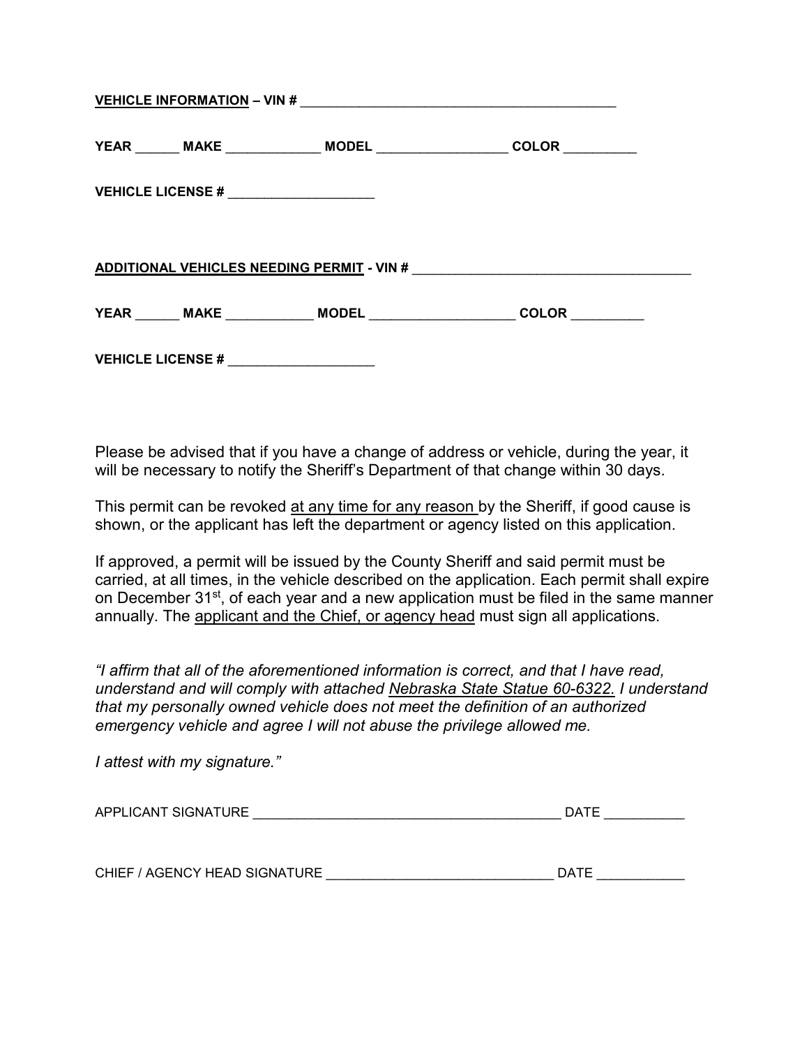**<u>VEHICLE INFORMATION</u> – VIN #** ____________________________________________

**YEAR** ______ **MAKE** _____________ **MODEL** _________________ **COLOR** __________

**VEHICLE LICENSE #** ____________________

**<u>ADDITIONAL VEHICLES NEEDING PERMIT</u> - VIN #** ______________________________________

**YEAR** ______ **MAKE** ____________ **MODEL** ___________________ **COLOR** __________

**VEHICLE LICENSE #** ____________________

Please be advised that if you have a change of address or vehicle, during the year, it will be necessary to notify the Sheriff's Department of that change within 30 days.

This permit can be revoked <u>at any time for any reason</u> by the Sheriff, if good cause is shown, or the applicant has left the department or agency listed on this application.

If approved, a permit will be issued by the County Sheriff and said permit must be carried, at all times, in the vehicle described on the application. Each permit shall expire on December 31st, of each year and a new application must be filed in the same manner annually. The <u>applicant and the Chief, or agency head</u> must sign all applications.

*"I affirm that all of the aforementioned information is correct, and that I have read, understand and will comply with attached <u>Nebraska State Statue 60-6322.</u> I understand that my personally owned vehicle does not meet the definition of an authorized emergency vehicle and agree I will not abuse the privilege allowed me.*

*I attest with my signature."*

APPLICANT SIGNATURE __________________________________________ DATE ___________

CHIEF / AGENCY HEAD SIGNATURE ______________________________ DATE ____________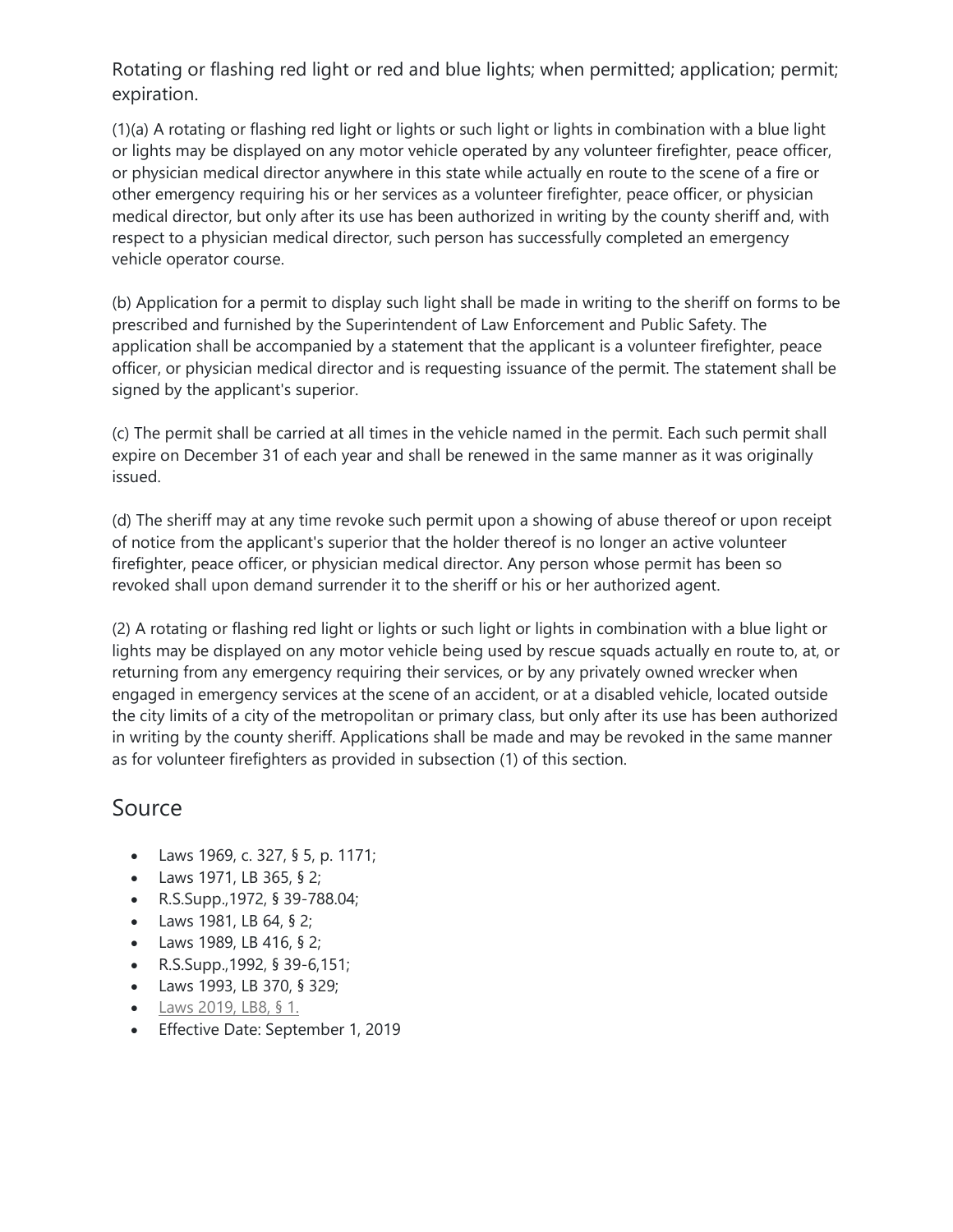Rotating or flashing red light or red and blue lights; when permitted; application; permit; expiration.

(1)(a) A rotating or flashing red light or lights or such light or lights in combination with a blue light or lights may be displayed on any motor vehicle operated by any volunteer firefighter, peace officer, or physician medical director anywhere in this state while actually en route to the scene of a fire or other emergency requiring his or her services as a volunteer firefighter, peace officer, or physician medical director, but only after its use has been authorized in writing by the county sheriff and, with respect to a physician medical director, such person has successfully completed an emergency vehicle operator course.

(b) Application for a permit to display such light shall be made in writing to the sheriff on forms to be prescribed and furnished by the Superintendent of Law Enforcement and Public Safety. The application shall be accompanied by a statement that the applicant is a volunteer firefighter, peace officer, or physician medical director and is requesting issuance of the permit. The statement shall be signed by the applicant's superior.

(c) The permit shall be carried at all times in the vehicle named in the permit. Each such permit shall expire on December 31 of each year and shall be renewed in the same manner as it was originally issued.

(d) The sheriff may at any time revoke such permit upon a showing of abuse thereof or upon receipt of notice from the applicant's superior that the holder thereof is no longer an active volunteer firefighter, peace officer, or physician medical director. Any person whose permit has been so revoked shall upon demand surrender it to the sheriff or his or her authorized agent.

(2) A rotating or flashing red light or lights or such light or lights in combination with a blue light or lights may be displayed on any motor vehicle being used by rescue squads actually en route to, at, or returning from any emergency requiring their services, or by any privately owned wrecker when engaged in emergency services at the scene of an accident, or at a disabled vehicle, located outside the city limits of a city of the metropolitan or primary class, but only after its use has been authorized in writing by the county sheriff. Applications shall be made and may be revoked in the same manner as for volunteer firefighters as provided in subsection (1) of this section.

## Source

- Laws 1969, c. 327, § 5, p. 1171;
- Laws 1971, LB 365, § 2;
- R.S.Supp.,1972, § 39-788.04;
- Laws 1981, LB 64, § 2;
- Laws 1989, LB 416, § 2;
- R.S.Supp.,1992, § 39-6,151;
- Laws 1993, LB 370, § 329;
- Laws 2019, LB8, § 1.
- Effective Date: September 1, 2019